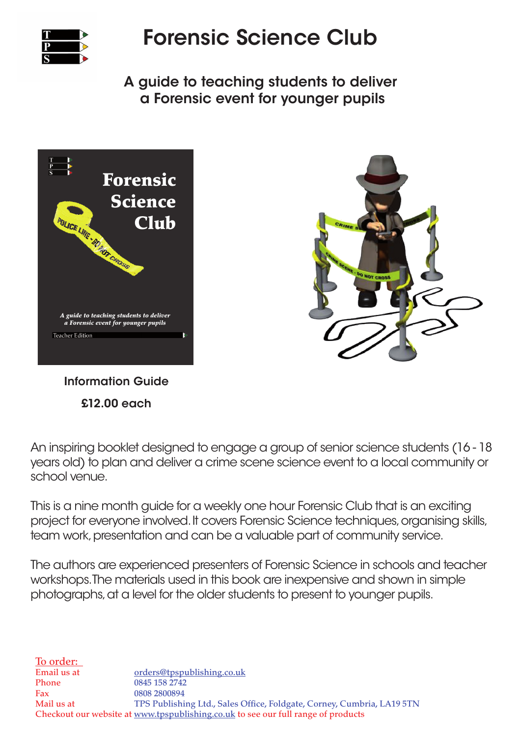# Forensic Science Club

## A guide to teaching students to deliver a Forensic event for younger pupils

**Information Guide**

**£12.00 each**

An inspiring booklet designed to engage a group of senior science students (16 - 18 years old) to plan and deliver a crime scene science event to a local community or school venue.

This is a nine month guide for a weekly one hour Forensic Club that is an exciting project for everyone involved. It covers Forensic Science techniques, organising skills, team work, presentation and can be a valuable part of community service.

The authors are experienced presenters of Forensic Science in schools and teacher workshops. The materials used in this book are inexpensive and shown in simple photographs, at a level for the older students to present to younger pupils.

To order:

Email us at orders@tpspublishing.co.uk
Phone 0845 158 2742
Fax 0808 2800894
Mail us at TPS Publishing Ltd., Sales Office, Foldgate, Corney, Cumbria, LA19 5TN
Checkout our website at www.tpspublishing.co.uk to see our full range of products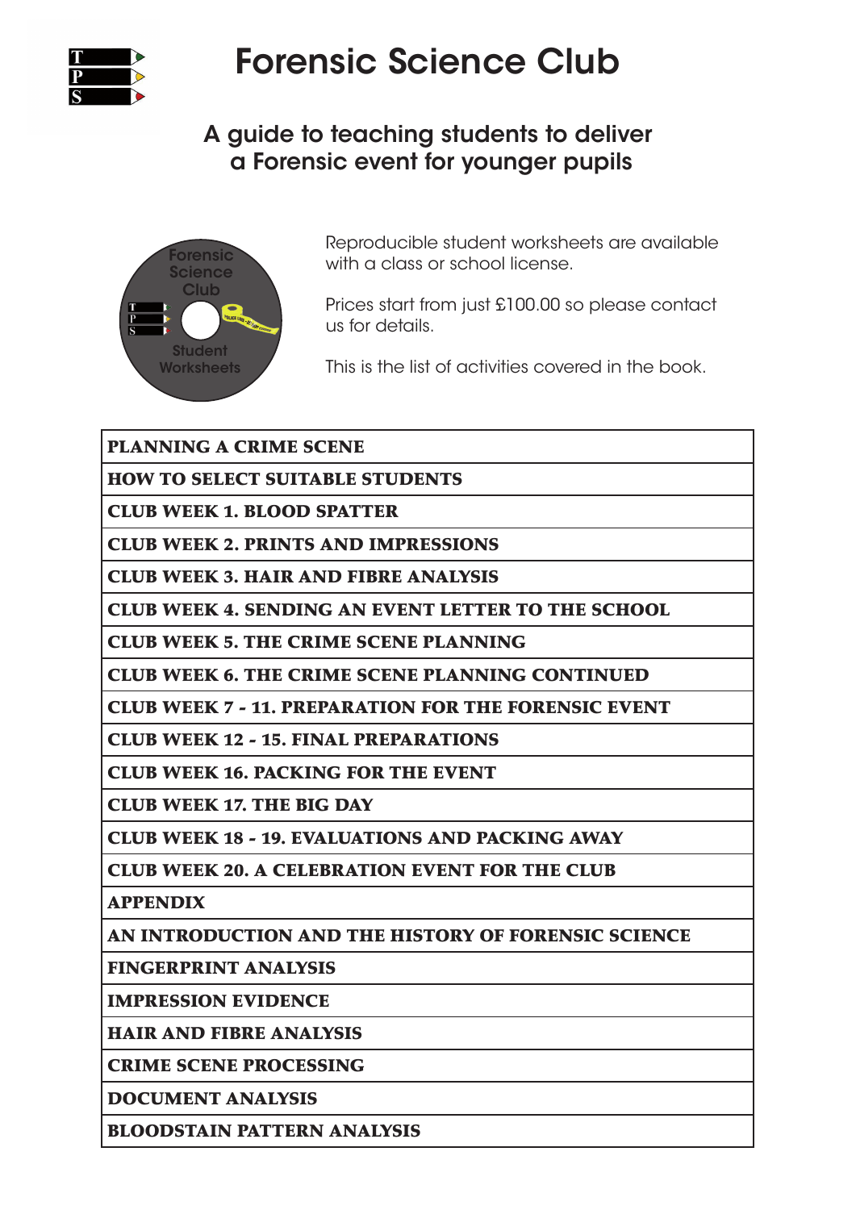# Forensic Science Club

## A guide to teaching students to deliver a Forensic event for younger pupils

Reproducible student worksheets are available with a class or school license.

Prices start from just £100.00 so please contact us for details.

This is the list of activities covered in the book.

| |
|---|
| **PLANNING A CRIME SCENE** |
| **HOW TO SELECT SUITABLE STUDENTS** |
| **CLUB WEEK 1. BLOOD SPATTER** |
| **CLUB WEEK 2. PRINTS AND IMPRESSIONS** |
| **CLUB WEEK 3. HAIR AND FIBRE ANALYSIS** |
| **CLUB WEEK 4. SENDING AN EVENT LETTER TO THE SCHOOL** |
| **CLUB WEEK 5. THE CRIME SCENE PLANNING** |
| **CLUB WEEK 6. THE CRIME SCENE PLANNING CONTINUED** |
| **CLUB WEEK 7 - 11. PREPARATION FOR THE FORENSIC EVENT** |
| **CLUB WEEK 12 - 15. FINAL PREPARATIONS** |
| **CLUB WEEK 16. PACKING FOR THE EVENT** |
| **CLUB WEEK 17. THE BIG DAY** |
| **CLUB WEEK 18 - 19. EVALUATIONS AND PACKING AWAY** |
| **CLUB WEEK 20. A CELEBRATION EVENT FOR THE CLUB** |
| **APPENDIX** |
| **AN INTRODUCTION AND THE HISTORY OF FORENSIC SCIENCE** |
| **FINGERPRINT ANALYSIS** |
| **IMPRESSION EVIDENCE** |
| **HAIR AND FIBRE ANALYSIS** |
| **CRIME SCENE PROCESSING** |
| **DOCUMENT ANALYSIS** |
| **BLOODSTAIN PATTERN ANALYSIS** |